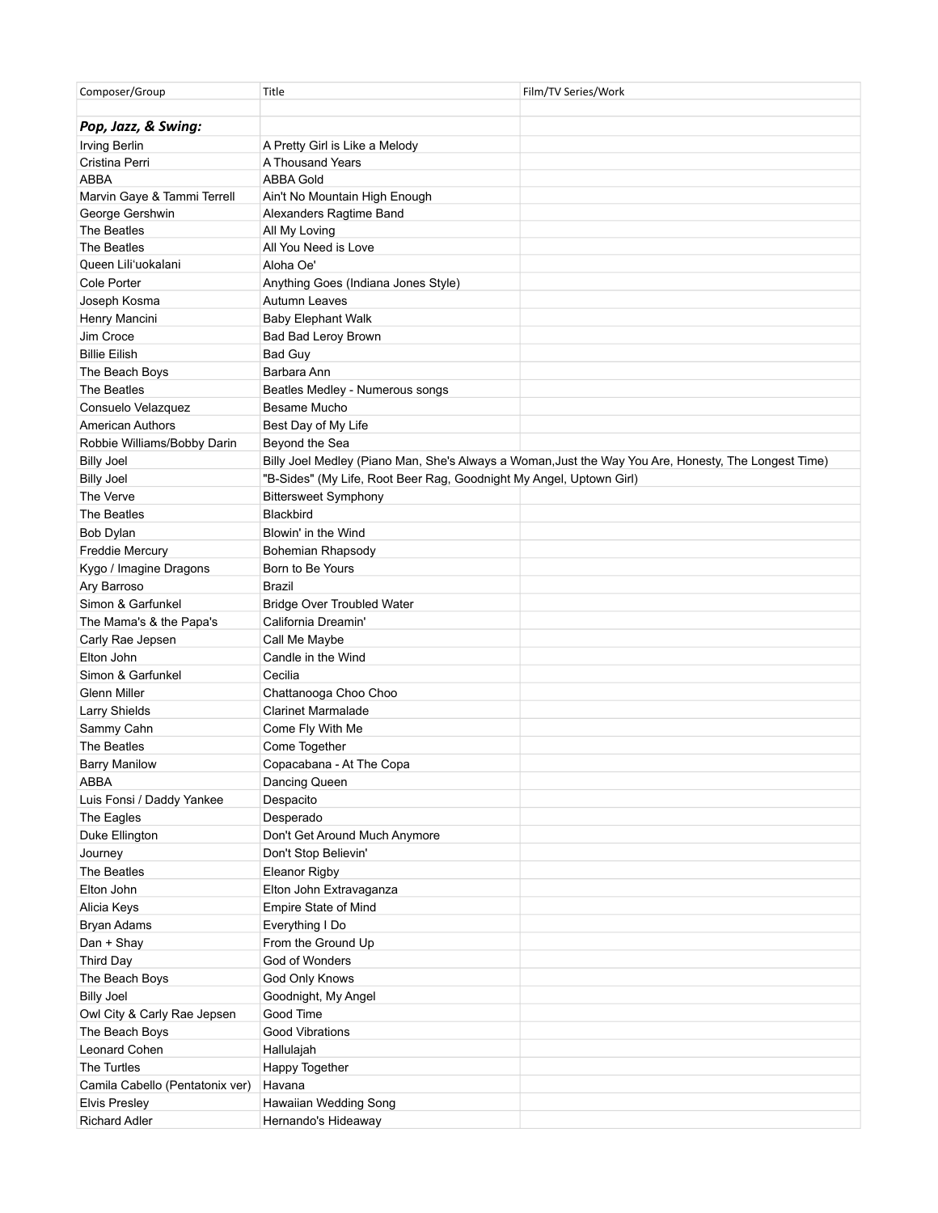| Composer/Group | Title | Film/TV Series/Work |
|---|---|---|
| | | |
| ***Pop, Jazz, & Swing:*** | | |
| Irving Berlin | A Pretty Girl is Like a Melody | |
| Cristina Perri | A Thousand Years | |
| ABBA | ABBA Gold | |
| Marvin Gaye & Tammi Terrell | Ain't No Mountain High Enough | |
| George Gershwin | Alexanders Ragtime Band | |
| The Beatles | All My Loving | |
| The Beatles | All You Need is Love | |
| Queen Lili'uokalani | Aloha Oe' | |
| Cole Porter | Anything Goes (Indiana Jones Style) | |
| Joseph Kosma | Autumn Leaves | |
| Henry Mancini | Baby Elephant Walk | |
| Jim Croce | Bad Bad Leroy Brown | |
| Billie Eilish | Bad Guy | |
| The Beach Boys | Barbara Ann | |
| The Beatles | Beatles Medley - Numerous songs | |
| Consuelo Velazquez | Besame Mucho | |
| American Authors | Best Day of My Life | |
| Robbie Williams/Bobby Darin | Beyond the Sea | |
| Billy Joel | Billy Joel Medley (Piano Man, She's Always a Woman,Just the Way You Are, Honesty, The Longest Time) | |
| Billy Joel | "B-Sides" (My Life, Root Beer Rag, Goodnight My Angel, Uptown Girl) | |
| The Verve | Bittersweet Symphony | |
| The Beatles | Blackbird | |
| Bob Dylan | Blowin' in the Wind | |
| Freddie Mercury | Bohemian Rhapsody | |
| Kygo / Imagine Dragons | Born to Be Yours | |
| Ary Barroso | Brazil | |
| Simon & Garfunkel | Bridge Over Troubled Water | |
| The Mama's & the Papa's | California Dreamin' | |
| Carly Rae Jepsen | Call Me Maybe | |
| Elton John | Candle in the Wind | |
| Simon & Garfunkel | Cecilia | |
| Glenn Miller | Chattanooga Choo Choo | |
| Larry Shields | Clarinet Marmalade | |
| Sammy Cahn | Come Fly With Me | |
| The Beatles | Come Together | |
| Barry Manilow | Copacabana - At The Copa | |
| ABBA | Dancing Queen | |
| Luis Fonsi / Daddy Yankee | Despacito | |
| The Eagles | Desperado | |
| Duke Ellington | Don't Get Around Much Anymore | |
| Journey | Don't Stop Believin' | |
| The Beatles | Eleanor Rigby | |
| Elton John | Elton John Extravaganza | |
| Alicia Keys | Empire State of Mind | |
| Bryan Adams | Everything I Do | |
| Dan + Shay | From the Ground Up | |
| Third Day | God of Wonders | |
| The Beach Boys | God Only Knows | |
| Billy Joel | Goodnight, My Angel | |
| Owl City & Carly Rae Jepsen | Good Time | |
| The Beach Boys | Good Vibrations | |
| Leonard Cohen | Hallulajah | |
| The Turtles | Happy Together | |
| Camila Cabello (Pentatonix ver) | Havana | |
| Elvis Presley | Hawaiian Wedding Song | |
| Richard Adler | Hernando's Hideaway | |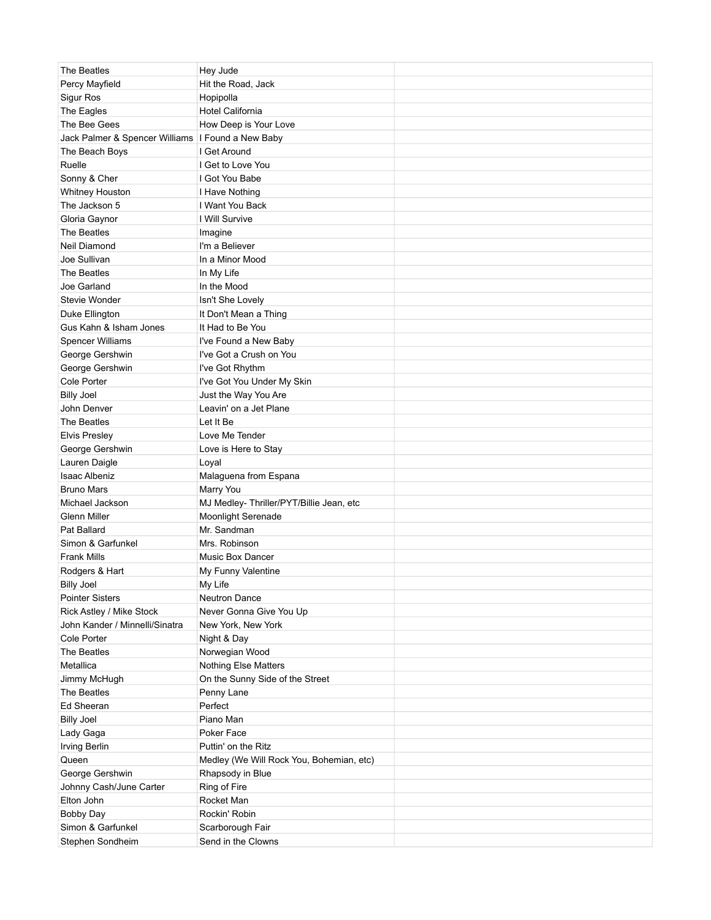| The Beatles | Hey Jude | |
|---|---|---|
| Percy Mayfield | Hit the Road, Jack | |
| Sigur Ros | Hopipolla | |
| The Eagles | Hotel California | |
| The Bee Gees | How Deep is Your Love | |
| Jack Palmer & Spencer Williams | I Found a New Baby | |
| The Beach Boys | I Get Around | |
| Ruelle | I Get to Love You | |
| Sonny & Cher | I Got You Babe | |
| Whitney Houston | I Have Nothing | |
| The Jackson 5 | I Want You Back | |
| Gloria Gaynor | I Will Survive | |
| The Beatles | Imagine | |
| Neil Diamond | I'm a Believer | |
| Joe Sullivan | In a Minor Mood | |
| The Beatles | In My Life | |
| Joe Garland | In the Mood | |
| Stevie Wonder | Isn't She Lovely | |
| Duke Ellington | It Don't Mean a Thing | |
| Gus Kahn & Isham Jones | It Had to Be You | |
| Spencer Williams | I've Found a New Baby | |
| George Gershwin | I've Got a Crush on You | |
| George Gershwin | I've Got Rhythm | |
| Cole Porter | I've Got You Under My Skin | |
| Billy Joel | Just the Way You Are | |
| John Denver | Leavin' on a Jet Plane | |
| The Beatles | Let It Be | |
| Elvis Presley | Love Me Tender | |
| George Gershwin | Love is Here to Stay | |
| Lauren Daigle | Loyal | |
| Isaac Albeniz | Malaguena from Espana | |
| Bruno Mars | Marry You | |
| Michael Jackson | MJ Medley- Thriller/PYT/Billie Jean, etc | |
| Glenn Miller | Moonlight Serenade | |
| Pat Ballard | Mr. Sandman | |
| Simon & Garfunkel | Mrs. Robinson | |
| Frank Mills | Music Box Dancer | |
| Rodgers & Hart | My Funny Valentine | |
| Billy Joel | My Life | |
| Pointer Sisters | Neutron Dance | |
| Rick Astley / Mike Stock | Never Gonna Give You Up | |
| John Kander / Minnelli/Sinatra | New York, New York | |
| Cole Porter | Night & Day | |
| The Beatles | Norwegian Wood | |
| Metallica | Nothing Else Matters | |
| Jimmy McHugh | On the Sunny Side of the Street | |
| The Beatles | Penny Lane | |
| Ed Sheeran | Perfect | |
| Billy Joel | Piano Man | |
| Lady Gaga | Poker Face | |
| Irving Berlin | Puttin' on the Ritz | |
| Queen | Medley (We Will Rock You, Bohemian, etc) | |
| George Gershwin | Rhapsody in Blue | |
| Johnny Cash/June Carter | Ring of Fire | |
| Elton John | Rocket Man | |
| Bobby Day | Rockin' Robin | |
| Simon & Garfunkel | Scarborough Fair | |
| Stephen Sondheim | Send in the Clowns | |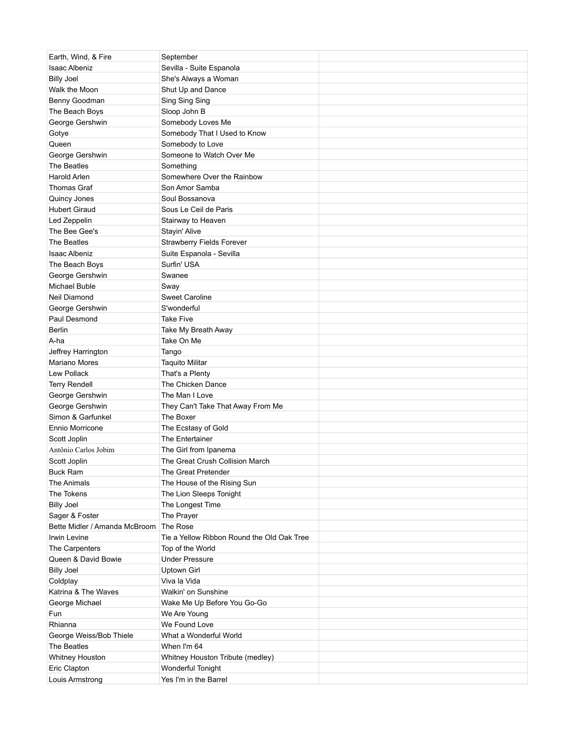| Earth, Wind, & Fire | September | |
|---|---|---|
| Isaac Albeniz | Sevilla - Suite Espanola | |
| Billy Joel | She's Always a Woman | |
| Walk the Moon | Shut Up and Dance | |
| Benny Goodman | Sing Sing Sing | |
| The Beach Boys | Sloop John B | |
| George Gershwin | Somebody Loves Me | |
| Gotye | Somebody That I Used to Know | |
| Queen | Somebody to Love | |
| George Gershwin | Someone to Watch Over Me | |
| The Beatles | Something | |
| Harold Arlen | Somewhere Over the Rainbow | |
| Thomas Graf | Son Amor Samba | |
| Quincy Jones | Soul Bossanova | |
| Hubert Giraud | Sous Le Ceil de Paris | |
| Led Zeppelin | Stairway to Heaven | |
| The Bee Gee's | Stayin' Alive | |
| The Beatles | Strawberry Fields Forever | |
| Isaac Albeniz | Suite Espanola - Sevilla | |
| The Beach Boys | Surfin' USA | |
| George Gershwin | Swanee | |
| Michael Buble | Sway | |
| Neil Diamond | Sweet Caroline | |
| George Gershwin | S'wonderful | |
| Paul Desmond | Take Five | |
| Berlin | Take My Breath Away | |
| A-ha | Take On Me | |
| Jeffrey Harrington | Tango | |
| Mariano Mores | Taquito Militar | |
| Lew Pollack | That's a Plenty | |
| Terry Rendell | The Chicken Dance | |
| George Gershwin | The Man I Love | |
| George Gershwin | They Can't Take That Away From Me | |
| Simon & Garfunkel | The Boxer | |
| Ennio Morricone | The Ecstasy of Gold | |
| Scott Joplin | The Entertainer | |
| Antônio Carlos Jobim | The Girl from Ipanema | |
| Scott Joplin | The Great Crush Collision March | |
| Buck Ram | The Great Pretender | |
| The Animals | The House of the Rising Sun | |
| The Tokens | The Lion Sleeps Tonight | |
| Billy Joel | The Longest Time | |
| Sager & Foster | The Prayer | |
| Bette Midler / Amanda McBroom | The Rose | |
| Irwin Levine | Tie a Yellow Ribbon Round the Old Oak Tree | |
| The Carpenters | Top of the World | |
| Queen & David Bowie | Under Pressure | |
| Billy Joel | Uptown Girl | |
| Coldplay | Viva la Vida | |
| Katrina & The Waves | Walkin' on Sunshine | |
| George Michael | Wake Me Up Before You Go-Go | |
| Fun | We Are Young | |
| Rhianna | We Found Love | |
| George Weiss/Bob Thiele | What a Wonderful World | |
| The Beatles | When I'm 64 | |
| Whitney Houston | Whitney Houston Tribute (medley) | |
| Eric Clapton | Wonderful Tonight | |
| Louis Armstrong | Yes I'm in the Barrel | |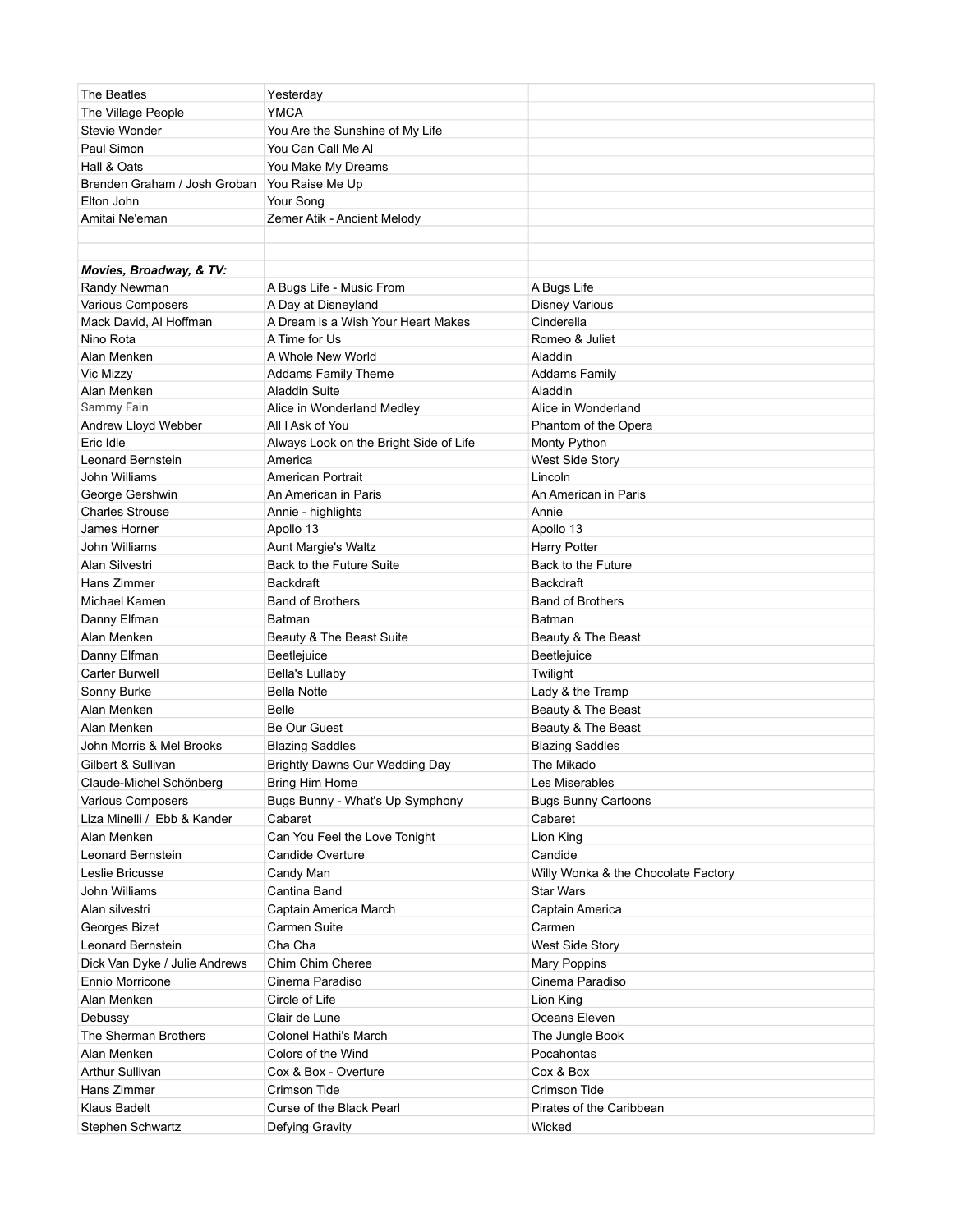| | | |
|---|---|---|
| The Beatles | Yesterday | |
| The Village People | YMCA | |
| Stevie Wonder | You Are the Sunshine of My Life | |
| Paul Simon | You Can Call Me Al | |
| Hall & Oats | You Make My Dreams | |
| Brenden Graham / Josh Groban | You Raise Me Up | |
| Elton John | Your Song | |
| Amitai Ne'eman | Zemer Atik - Ancient Melody | |
| | | |
| | | |
| ***Movies, Broadway, & TV:*** | | |
| Randy Newman | A Bugs Life - Music From | A Bugs Life |
| Various Composers | A Day at Disneyland | Disney Various |
| Mack David, Al Hoffman | A Dream is a Wish Your Heart Makes | Cinderella |
| Nino Rota | A Time for Us | Romeo & Juliet |
| Alan Menken | A Whole New World | Aladdin |
| Vic Mizzy | Addams Family Theme | Addams Family |
| Alan Menken | Aladdin Suite | Aladdin |
| Sammy Fain | Alice in Wonderland Medley | Alice in Wonderland |
| Andrew Lloyd Webber | All I Ask of You | Phantom of the Opera |
| Eric Idle | Always Look on the Bright Side of Life | Monty Python |
| Leonard Bernstein | America | West Side Story |
| John Williams | American Portrait | Lincoln |
| George Gershwin | An American in Paris | An American in Paris |
| Charles Strouse | Annie - highlights | Annie |
| James Horner | Apollo 13 | Apollo 13 |
| John Williams | Aunt Margie's Waltz | Harry Potter |
| Alan Silvestri | Back to the Future Suite | Back to the Future |
| Hans Zimmer | Backdraft | Backdraft |
| Michael Kamen | Band of Brothers | Band of Brothers |
| Danny Elfman | Batman | Batman |
| Alan Menken | Beauty & The Beast Suite | Beauty & The Beast |
| Danny Elfman | Beetlejuice | Beetlejuice |
| Carter Burwell | Bella's Lullaby | Twilight |
| Sonny Burke | Bella Notte | Lady & the Tramp |
| Alan Menken | Belle | Beauty & The Beast |
| Alan Menken | Be Our Guest | Beauty & The Beast |
| John Morris & Mel Brooks | Blazing Saddles | Blazing Saddles |
| Gilbert & Sullivan | Brightly Dawns Our Wedding Day | The Mikado |
| Claude-Michel Schönberg | Bring Him Home | Les Miserables |
| Various Composers | Bugs Bunny - What's Up Symphony | Bugs Bunny Cartoons |
| Liza Minelli / Ebb & Kander | Cabaret | Cabaret |
| Alan Menken | Can You Feel the Love Tonight | Lion King |
| Leonard Bernstein | Candide Overture | Candide |
| Leslie Bricusse | Candy Man | Willy Wonka & the Chocolate Factory |
| John Williams | Cantina Band | Star Wars |
| Alan silvestri | Captain America March | Captain America |
| Georges Bizet | Carmen Suite | Carmen |
| Leonard Bernstein | Cha Cha | West Side Story |
| Dick Van Dyke / Julie Andrews | Chim Chim Cheree | Mary Poppins |
| Ennio Morricone | Cinema Paradiso | Cinema Paradiso |
| Alan Menken | Circle of Life | Lion King |
| Debussy | Clair de Lune | Oceans Eleven |
| The Sherman Brothers | Colonel Hathi's March | The Jungle Book |
| Alan Menken | Colors of the Wind | Pocahontas |
| Arthur Sullivan | Cox & Box - Overture | Cox & Box |
| Hans Zimmer | Crimson Tide | Crimson Tide |
| Klaus Badelt | Curse of the Black Pearl | Pirates of the Caribbean |
| Stephen Schwartz | Defying Gravity | Wicked |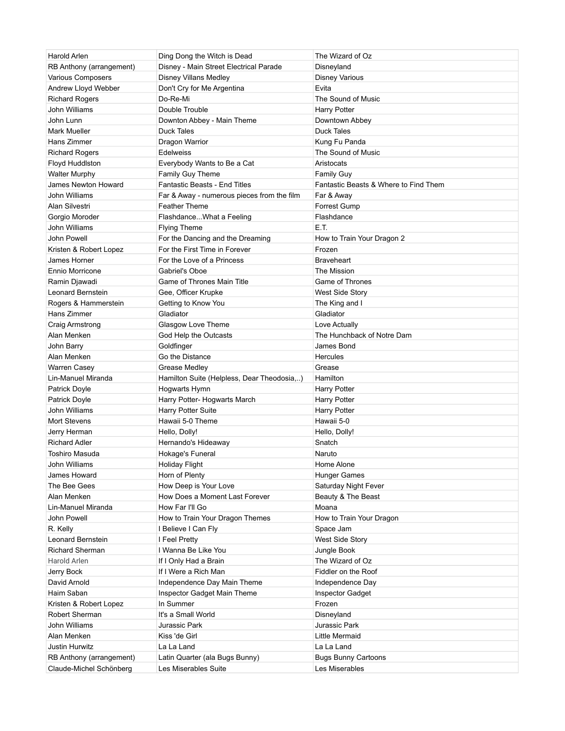| Harold Arlen | Ding Dong the Witch is Dead | The Wizard of Oz |
|---|---|---|
| RB Anthony (arrangement) | Disney - Main Street Electrical Parade | Disneyland |
| Various Composers | Disney Villans Medley | Disney Various |
| Andrew Lloyd Webber | Don't Cry for Me Argentina | Evita |
| Richard Rogers | Do-Re-Mi | The Sound of Music |
| John Williams | Double Trouble | Harry Potter |
| John Lunn | Downton Abbey - Main Theme | Downtown Abbey |
| Mark Mueller | Duck Tales | Duck Tales |
| Hans Zimmer | Dragon Warrior | Kung Fu Panda |
| Richard Rogers | Edelweiss | The Sound of Music |
| Floyd Huddlston | Everybody Wants to Be a Cat | Aristocats |
| Walter Murphy | Family Guy Theme | Family Guy |
| James Newton Howard | Fantastic Beasts - End Titles | Fantastic Beasts & Where to Find Them |
| John Williams | Far & Away - numerous pieces from the film | Far & Away |
| Alan Silvestri | Feather Theme | Forrest Gump |
| Gorgio Moroder | Flashdance...What a Feeling | Flashdance |
| John Williams | Flying Theme | E.T. |
| John Powell | For the Dancing and the Dreaming | How to Train Your Dragon 2 |
| Kristen & Robert Lopez | For the First Time in Forever | Frozen |
| James Horner | For the Love of a Princess | Braveheart |
| Ennio Morricone | Gabriel's Oboe | The Mission |
| Ramin Djawadi | Game of Thrones Main Title | Game of Thrones |
| Leonard Bernstein | Gee, Officer Krupke | West Side Story |
| Rogers & Hammerstein | Getting to Know You | The King and I |
| Hans Zimmer | Gladiator | Gladiator |
| Craig Armstrong | Glasgow Love Theme | Love Actually |
| Alan Menken | God Help the Outcasts | The Hunchback of Notre Dam |
| John Barry | Goldfinger | James Bond |
| Alan Menken | Go the Distance | Hercules |
| Warren Casey | Grease Medley | Grease |
| Lin-Manuel Miranda | Hamilton Suite (Helpless, Dear Theodosia,..) | Hamilton |
| Patrick Doyle | Hogwarts Hymn | Harry Potter |
| Patrick Doyle | Harry Potter- Hogwarts March | Harry Potter |
| John Williams | Harry Potter Suite | Harry Potter |
| Mort Stevens | Hawaii 5-0 Theme | Hawaii 5-0 |
| Jerry Herman | Hello, Dolly! | Hello, Dolly! |
| Richard Adler | Hernando's Hideaway | Snatch |
| Toshiro Masuda | Hokage's Funeral | Naruto |
| John Williams | Holiday Flight | Home Alone |
| James Howard | Horn of Plenty | Hunger Games |
| The Bee Gees | How Deep is Your Love | Saturday Night Fever |
| Alan Menken | How Does a Moment Last Forever | Beauty & The Beast |
| Lin-Manuel Miranda | How Far I'll Go | Moana |
| John Powell | How to Train Your Dragon Themes | How to Train Your Dragon |
| R. Kelly | I Believe I Can Fly | Space Jam |
| Leonard Bernstein | I Feel Pretty | West Side Story |
| Richard Sherman | I Wanna Be Like You | Jungle Book |
| Harold Arlen | If I Only Had a Brain | The Wizard of Oz |
| Jerry Bock | If I Were a Rich Man | Fiddler on the Roof |
| David Arnold | Independence Day Main Theme | Independence Day |
| Haim Saban | Inspector Gadget Main Theme | Inspector Gadget |
| Kristen & Robert Lopez | In Summer | Frozen |
| Robert Sherman | It's a Small World | Disneyland |
| John Williams | Jurassic Park | Jurassic Park |
| Alan Menken | Kiss 'de Girl | Little Mermaid |
| Justin Hurwitz | La La Land | La La Land |
| RB Anthony (arrangement) | Latin Quarter (ala Bugs Bunny) | Bugs Bunny Cartoons |
| Claude-Michel Schönberg | Les Miserables Suite | Les Miserables |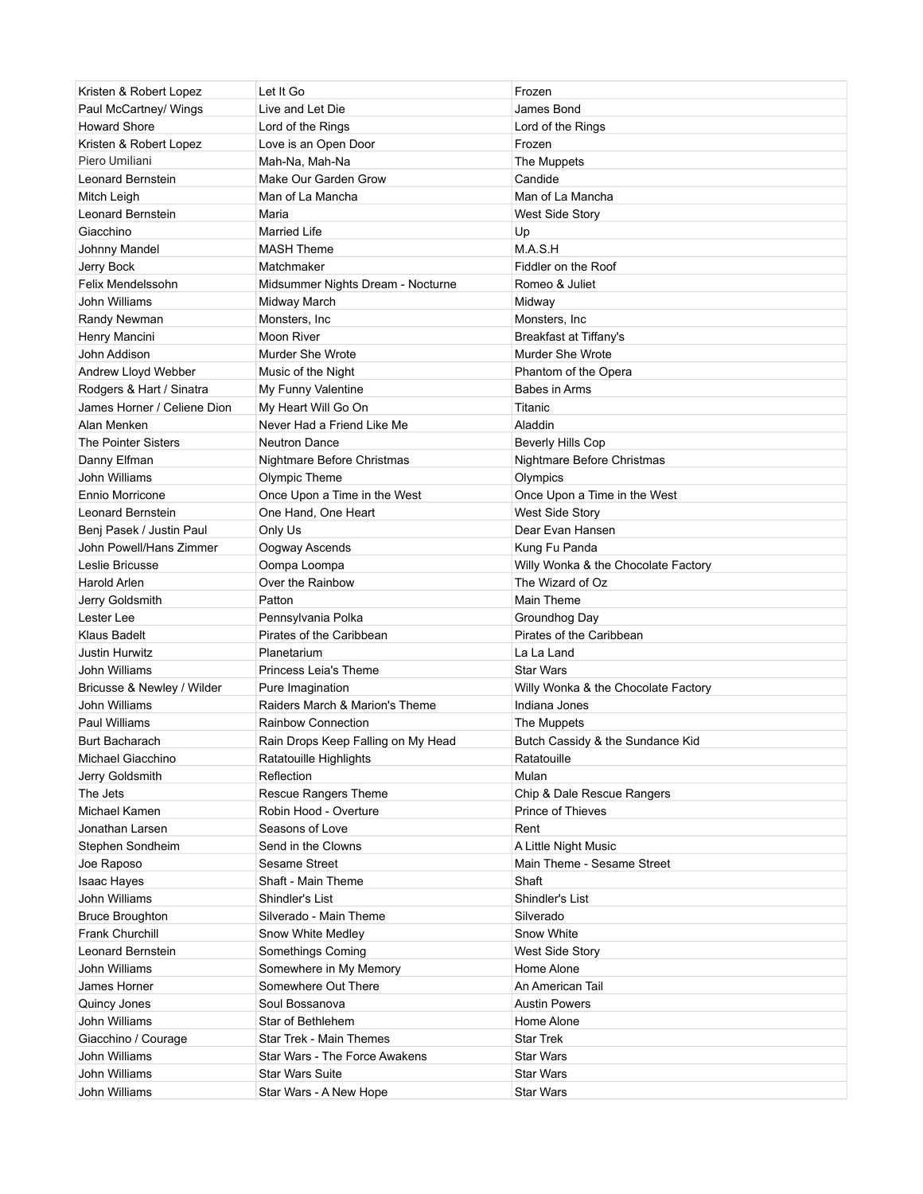| Kristen & Robert Lopez | Let It Go | Frozen |
|---|---|---|
| Paul McCartney/ Wings | Live and Let Die | James Bond |
| Howard Shore | Lord of the Rings | Lord of the Rings |
| Kristen & Robert Lopez | Love is an Open Door | Frozen |
| Piero Umiliani | Mah-Na, Mah-Na | The Muppets |
| Leonard Bernstein | Make Our Garden Grow | Candide |
| Mitch Leigh | Man of La Mancha | Man of La Mancha |
| Leonard Bernstein | Maria | West Side Story |
| Giacchino | Married Life | Up |
| Johnny Mandel | MASH Theme | M.A.S.H |
| Jerry Bock | Matchmaker | Fiddler on the Roof |
| Felix Mendelssohn | Midsummer Nights Dream - Nocturne | Romeo & Juliet |
| John Williams | Midway March | Midway |
| Randy Newman | Monsters, Inc | Monsters, Inc |
| Henry Mancini | Moon River | Breakfast at Tiffany's |
| John Addison | Murder She Wrote | Murder She Wrote |
| Andrew Lloyd Webber | Music of the Night | Phantom of the Opera |
| Rodgers & Hart / Sinatra | My Funny Valentine | Babes in Arms |
| James Horner / Celiene Dion | My Heart Will Go On | Titanic |
| Alan Menken | Never Had a Friend Like Me | Aladdin |
| The Pointer Sisters | Neutron Dance | Beverly Hills Cop |
| Danny Elfman | Nightmare Before Christmas | Nightmare Before Christmas |
| John Williams | Olympic Theme | Olympics |
| Ennio Morricone | Once Upon a Time in the West | Once Upon a Time in the West |
| Leonard Bernstein | One Hand, One Heart | West Side Story |
| Benj Pasek / Justin Paul | Only Us | Dear Evan Hansen |
| John Powell/Hans Zimmer | Oogway Ascends | Kung Fu Panda |
| Leslie Bricusse | Oompa Loompa | Willy Wonka & the Chocolate Factory |
| Harold Arlen | Over the Rainbow | The Wizard of Oz |
| Jerry Goldsmith | Patton | Main Theme |
| Lester Lee | Pennsylvania Polka | Groundhog Day |
| Klaus Badelt | Pirates of the Caribbean | Pirates of the Caribbean |
| Justin Hurwitz | Planetarium | La La Land |
| John Williams | Princess Leia's Theme | Star Wars |
| Bricusse & Newley / Wilder | Pure Imagination | Willy Wonka & the Chocolate Factory |
| John Williams | Raiders March & Marion's Theme | Indiana Jones |
| Paul Williams | Rainbow Connection | The Muppets |
| Burt Bacharach | Rain Drops Keep Falling on My Head | Butch Cassidy & the Sundance Kid |
| Michael Giacchino | Ratatouille Highlights | Ratatouille |
| Jerry Goldsmith | Reflection | Mulan |
| The Jets | Rescue Rangers Theme | Chip & Dale Rescue Rangers |
| Michael Kamen | Robin Hood - Overture | Prince of Thieves |
| Jonathan Larsen | Seasons of Love | Rent |
| Stephen Sondheim | Send in the Clowns | A Little Night Music |
| Joe Raposo | Sesame Street | Main Theme - Sesame Street |
| Isaac Hayes | Shaft - Main Theme | Shaft |
| John Williams | Shindler's List | Shindler's List |
| Bruce Broughton | Silverado - Main Theme | Silverado |
| Frank Churchill | Snow White Medley | Snow White |
| Leonard Bernstein | Somethings Coming | West Side Story |
| John Williams | Somewhere in My Memory | Home Alone |
| James Horner | Somewhere Out There | An American Tail |
| Quincy Jones | Soul Bossanova | Austin Powers |
| John Williams | Star of Bethlehem | Home Alone |
| Giacchino / Courage | Star Trek - Main Themes | Star Trek |
| John Williams | Star Wars - The Force Awakens | Star Wars |
| John Williams | Star Wars Suite | Star Wars |
| John Williams | Star Wars - A New Hope | Star Wars |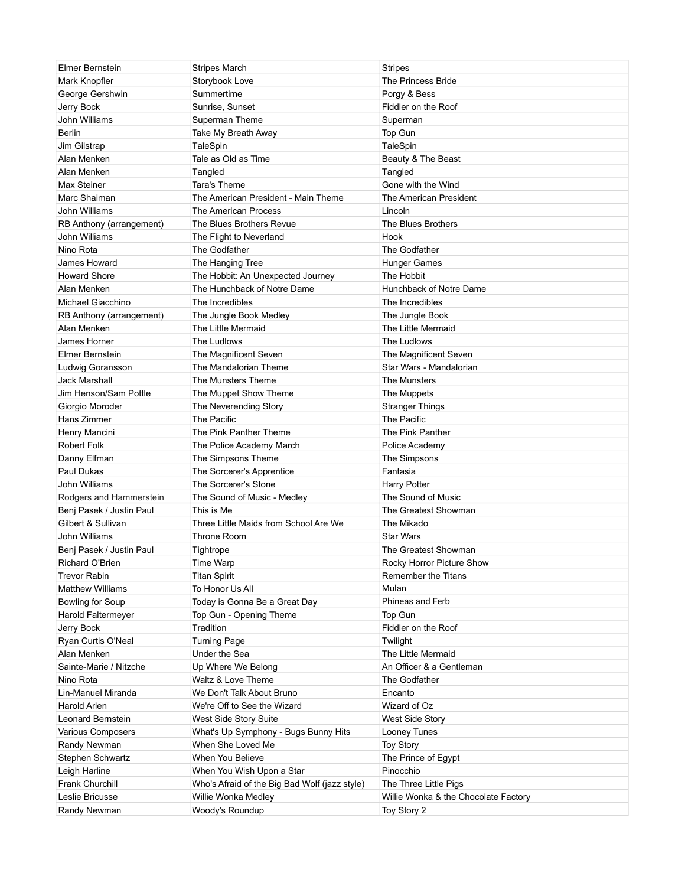| Elmer Bernstein | Stripes March | Stripes |
|---|---|---|
| Mark Knopfler | Storybook Love | The Princess Bride |
| George Gershwin | Summertime | Porgy & Bess |
| Jerry Bock | Sunrise, Sunset | Fiddler on the Roof |
| John Williams | Superman Theme | Superman |
| Berlin | Take My Breath Away | Top Gun |
| Jim Gilstrap | TaleSpin | TaleSpin |
| Alan Menken | Tale as Old as Time | Beauty & The Beast |
| Alan Menken | Tangled | Tangled |
| Max Steiner | Tara's Theme | Gone with the Wind |
| Marc Shaiman | The American President - Main Theme | The American President |
| John Williams | The American Process | Lincoln |
| RB Anthony (arrangement) | The Blues Brothers Revue | The Blues Brothers |
| John Williams | The Flight to Neverland | Hook |
| Nino Rota | The Godfather | The Godfather |
| James Howard | The Hanging Tree | Hunger Games |
| Howard Shore | The Hobbit: An Unexpected Journey | The Hobbit |
| Alan Menken | The Hunchback of Notre Dame | Hunchback of Notre Dame |
| Michael Giacchino | The Incredibles | The Incredibles |
| RB Anthony (arrangement) | The Jungle Book Medley | The Jungle Book |
| Alan Menken | The Little Mermaid | The Little Mermaid |
| James Horner | The Ludlows | The Ludlows |
| Elmer Bernstein | The Magnificent Seven | The Magnificent Seven |
| Ludwig Goransson | The Mandalorian Theme | Star Wars - Mandalorian |
| Jack Marshall | The Munsters Theme | The Munsters |
| Jim Henson/Sam Pottle | The Muppet Show Theme | The Muppets |
| Giorgio Moroder | The Neverending Story | Stranger Things |
| Hans Zimmer | The Pacific | The Pacific |
| Henry Mancini | The Pink Panther Theme | The Pink Panther |
| Robert Folk | The Police Academy March | Police Academy |
| Danny Elfman | The Simpsons Theme | The Simpsons |
| Paul Dukas | The Sorcerer's Apprentice | Fantasia |
| John Williams | The Sorcerer's Stone | Harry Potter |
| Rodgers and Hammerstein | The Sound of Music - Medley | The Sound of Music |
| Benj Pasek / Justin Paul | This is Me | The Greatest Showman |
| Gilbert & Sullivan | Three Little Maids from School Are We | The Mikado |
| John Williams | Throne Room | Star Wars |
| Benj Pasek / Justin Paul | Tightrope | The Greatest Showman |
| Richard O'Brien | Time Warp | Rocky Horror Picture Show |
| Trevor Rabin | Titan Spirit | Remember the Titans |
| Matthew Williams | To Honor Us All | Mulan |
| Bowling for Soup | Today is Gonna Be a Great Day | Phineas and Ferb |
| Harold Faltermeyer | Top Gun - Opening Theme | Top Gun |
| Jerry Bock | Tradition | Fiddler on the Roof |
| Ryan Curtis O'Neal | Turning Page | Twilight |
| Alan Menken | Under the Sea | The Little Mermaid |
| Sainte-Marie / Nitzche | Up Where We Belong | An Officer & a Gentleman |
| Nino Rota | Waltz & Love Theme | The Godfather |
| Lin-Manuel Miranda | We Don't Talk About Bruno | Encanto |
| Harold Arlen | We're Off to See the Wizard | Wizard of Oz |
| Leonard Bernstein | West Side Story Suite | West Side Story |
| Various Composers | What's Up Symphony - Bugs Bunny Hits | Looney Tunes |
| Randy Newman | When She Loved Me | Toy Story |
| Stephen Schwartz | When You Believe | The Prince of Egypt |
| Leigh Harline | When You Wish Upon a Star | Pinocchio |
| Frank Churchill | Who's Afraid of the Big Bad Wolf (jazz style) | The Three Little Pigs |
| Leslie Bricusse | Willie Wonka Medley | Willie Wonka & the Chocolate Factory |
| Randy Newman | Woody's Roundup | Toy Story 2 |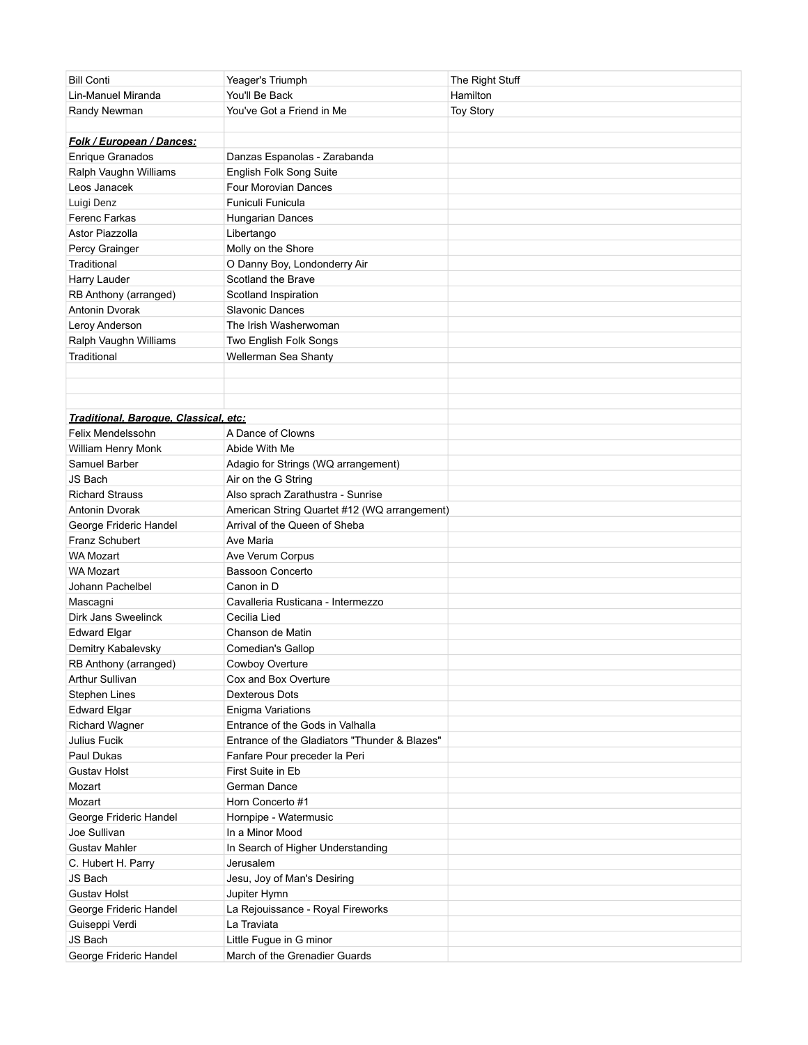| | | |
|---|---|---|
| Bill Conti | Yeager's Triumph | The Right Stuff |
| Lin-Manuel Miranda | You'll Be Back | Hamilton |
| Randy Newman | You've Got a Friend in Me | Toy Story |
| | | |
| ***Folk / European / Dances:*** | | |
| Enrique Granados | Danzas Espanolas - Zarabanda | |
| Ralph Vaughn Williams | English Folk Song Suite | |
| Leos Janacek | Four Morovian Dances | |
| Luigi Denz | Funiculi Funicula | |
| Ferenc Farkas | Hungarian Dances | |
| Astor Piazzolla | Libertango | |
| Percy Grainger | Molly on the Shore | |
| Traditional | O Danny Boy, Londonderry Air | |
| Harry Lauder | Scotland the Brave | |
| RB Anthony (arranged) | Scotland Inspiration | |
| Antonin Dvorak | Slavonic Dances | |
| Leroy Anderson | The Irish Washerwoman | |
| Ralph Vaughn Williams | Two English Folk Songs | |
| Traditional | Wellerman Sea Shanty | |
| | | |
| | | |
| | | |
| ***Traditional, Baroque, Classical, etc:*** | | |
| Felix Mendelssohn | A Dance of Clowns | |
| William Henry Monk | Abide With Me | |
| Samuel Barber | Adagio for Strings (WQ arrangement) | |
| JS Bach | Air on the G String | |
| Richard Strauss | Also sprach Zarathustra - Sunrise | |
| Antonin Dvorak | American String Quartet #12 (WQ arrangement) | |
| George Frideric Handel | Arrival of the Queen of Sheba | |
| Franz Schubert | Ave Maria | |
| WA Mozart | Ave Verum Corpus | |
| WA Mozart | Bassoon Concerto | |
| Johann Pachelbel | Canon in D | |
| Mascagni | Cavalleria Rusticana - Intermezzo | |
| Dirk Jans Sweelinck | Cecilia Lied | |
| Edward Elgar | Chanson de Matin | |
| Demitry Kabalevsky | Comedian's Gallop | |
| RB Anthony (arranged) | Cowboy Overture | |
| Arthur Sullivan | Cox and Box Overture | |
| Stephen Lines | Dexterous Dots | |
| Edward Elgar | Enigma Variations | |
| Richard Wagner | Entrance of the Gods in Valhalla | |
| Julius Fucik | Entrance of the Gladiators "Thunder & Blazes" | |
| Paul Dukas | Fanfare Pour preceder la Peri | |
| Gustav Holst | First Suite in Eb | |
| Mozart | German Dance | |
| Mozart | Horn Concerto #1 | |
| George Frideric Handel | Hornpipe - Watermusic | |
| Joe Sullivan | In a Minor Mood | |
| Gustav Mahler | In Search of Higher Understanding | |
| C. Hubert H. Parry | Jerusalem | |
| JS Bach | Jesu, Joy of Man's Desiring | |
| Gustav Holst | Jupiter Hymn | |
| George Frideric Handel | La Rejouissance - Royal Fireworks | |
| Guiseppi Verdi | La Traviata | |
| JS Bach | Little Fugue in G minor | |
| George Frideric Handel | March of the Grenadier Guards | |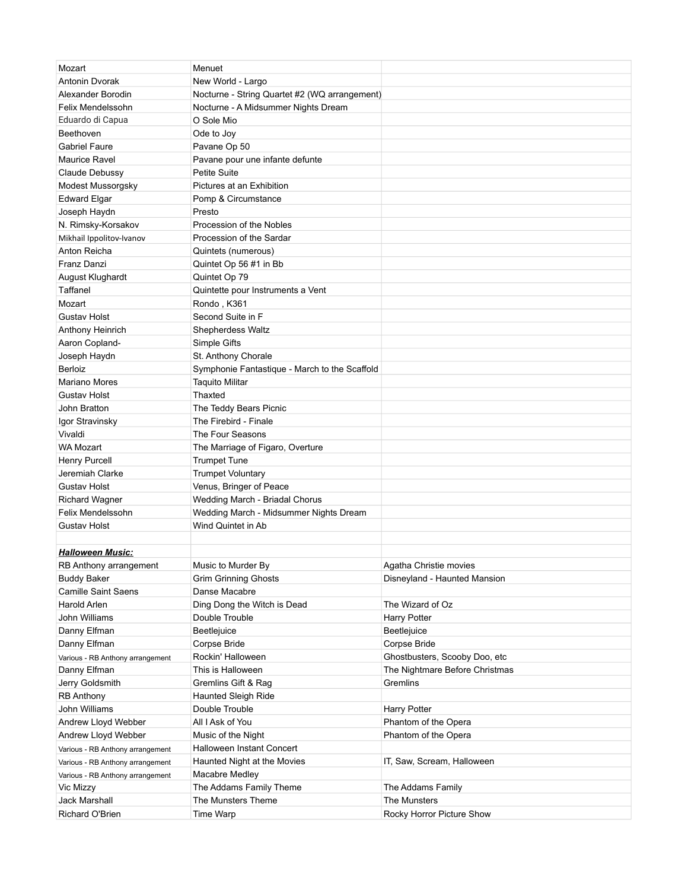| | | |
|---|---|---|
| Mozart | Menuet | |
| Antonin Dvorak | New World - Largo | |
| Alexander Borodin | Nocturne - String Quartet #2 (WQ arrangement) | |
| Felix Mendelssohn | Nocturne - A Midsummer Nights Dream | |
| Eduardo di Capua | O Sole Mio | |
| Beethoven | Ode to Joy | |
| Gabriel Faure | Pavane Op 50 | |
| Maurice Ravel | Pavane pour une infante defunte | |
| Claude Debussy | Petite Suite | |
| Modest Mussorgsky | Pictures at an Exhibition | |
| Edward Elgar | Pomp & Circumstance | |
| Joseph Haydn | Presto | |
| N. Rimsky-Korsakov | Procession of the Nobles | |
| Mikhail Ippolitov-Ivanov | Procession of the Sardar | |
| Anton Reicha | Quintets (numerous) | |
| Franz Danzi | Quintet Op 56 #1 in Bb | |
| August Klughardt | Quintet Op 79 | |
| Taffanel | Quintette pour Instruments a Vent | |
| Mozart | Rondo , K361 | |
| Gustav Holst | Second Suite in F | |
| Anthony Heinrich | Shepherdess Waltz | |
| Aaron Copland- | Simple Gifts | |
| Joseph Haydn | St. Anthony Chorale | |
| Berloiz | Symphonie Fantastique - March to the Scaffold | |
| Mariano Mores | Taquito Militar | |
| Gustav Holst | Thaxted | |
| John Bratton | The Teddy Bears Picnic | |
| Igor Stravinsky | The Firebird - Finale | |
| Vivaldi | The Four Seasons | |
| WA Mozart | The Marriage of Figaro, Overture | |
| Henry Purcell | Trumpet Tune | |
| Jeremiah Clarke | Trumpet Voluntary | |
| Gustav Holst | Venus, Bringer of Peace | |
| Richard Wagner | Wedding March - Briadal Chorus | |
| Felix Mendelssohn | Wedding March - Midsummer Nights Dream | |
| Gustav Holst | Wind Quintet in Ab | |
| | | |
| ***Halloween Music:*** | | |
| RB Anthony arrangement | Music to Murder By | Agatha Christie movies |
| Buddy Baker | Grim Grinning Ghosts | Disneyland - Haunted Mansion |
| Camille Saint Saens | Danse Macabre | |
| Harold Arlen | Ding Dong the Witch is Dead | The Wizard of Oz |
| John Williams | Double Trouble | Harry Potter |
| Danny Elfman | Beetlejuice | Beetlejuice |
| Danny Elfman | Corpse Bride | Corpse Bride |
| Various - RB Anthony arrangement | Rockin' Halloween | Ghostbusters, Scooby Doo, etc |
| Danny Elfman | This is Halloween | The Nightmare Before Christmas |
| Jerry Goldsmith | Gremlins Gift & Rag | Gremlins |
| RB Anthony | Haunted Sleigh Ride | |
| John Williams | Double Trouble | Harry Potter |
| Andrew Lloyd Webber | All I Ask of You | Phantom of the Opera |
| Andrew Lloyd Webber | Music of the Night | Phantom of the Opera |
| Various - RB Anthony arrangement | Halloween Instant Concert | |
| Various - RB Anthony arrangement | Haunted Night at the Movies | IT, Saw, Scream, Halloween |
| Various - RB Anthony arrangement | Macabre Medley | |
| Vic Mizzy | The Addams Family Theme | The Addams Family |
| Jack Marshall | The Munsters Theme | The Munsters |
| Richard O'Brien | Time Warp | Rocky Horror Picture Show |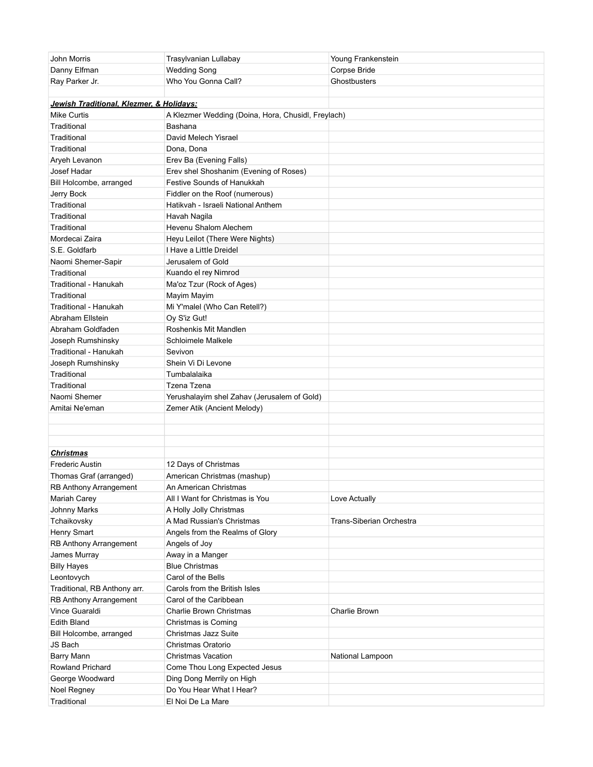| | | |
|---|---|---|
| John Morris | Trasylvanian Lullabay | Young Frankenstein |
| Danny Elfman | Wedding Song | Corpse Bride |
| Ray Parker Jr. | Who You Gonna Call? | Ghostbusters |
| | | |
| ***Jewish Traditional, Klezmer, & Holidays:*** | | |
| Mike Curtis | A Klezmer Wedding (Doina, Hora, Chusidl, Freylach) | |
| Traditional | Bashana | |
| Traditional | David Melech Yisrael | |
| Traditional | Dona, Dona | |
| Aryeh Levanon | Erev Ba (Evening Falls) | |
| Josef Hadar | Erev shel Shoshanim (Evening of Roses) | |
| Bill Holcombe, arranged | Festive Sounds of Hanukkah | |
| Jerry Bock | Fiddler on the Roof (numerous) | |
| Traditional | Hatikvah - Israeli National Anthem | |
| Traditional | Havah Nagila | |
| Traditional | Hevenu Shalom Alechem | |
| Mordecai Zaira | Heyu Leilot (There Were Nights) | |
| S.E. Goldfarb | I Have a Little Dreidel | |
| Naomi Shemer-Sapir | Jerusalem of Gold | |
| Traditional | Kuando el rey Nimrod | |
| Traditional - Hanukah | Ma'oz Tzur (Rock of Ages) | |
| Traditional | Mayim Mayim | |
| Traditional - Hanukah | Mi Y'malel (Who Can Retell?) | |
| Abraham Ellstein | Oy S'iz Gut! | |
| Abraham Goldfaden | Roshenkis Mit Mandlen | |
| Joseph Rumshinsky | Schloimele Malkele | |
| Traditional - Hanukah | Sevivon | |
| Joseph Rumshinsky | Shein Vi Di Levone | |
| Traditional | Tumbalalaika | |
| Traditional | Tzena Tzena | |
| Naomi Shemer | Yerushalayim shel Zahav (Jerusalem of Gold) | |
| Amitai Ne'eman | Zemer Atik (Ancient Melody) | |
| | | |
| | | |
| | | |
| ***Christmas*** | | |
| Frederic Austin | 12 Days of Christmas | |
| Thomas Graf (arranged) | American Christmas (mashup) | |
| RB Anthony Arrangement | An American Christmas | |
| Mariah Carey | All I Want for Christmas is You | Love Actually |
| Johnny Marks | A Holly Jolly Christmas | |
| Tchaikovsky | A Mad Russian's Christmas | Trans-Siberian Orchestra |
| Henry Smart | Angels from the Realms of Glory | |
| RB Anthony Arrangement | Angels of Joy | |
| James Murray | Away in a Manger | |
| Billy Hayes | Blue Christmas | |
| Leontovych | Carol of the Bells | |
| Traditional, RB Anthony arr. | Carols from the British Isles | |
| RB Anthony Arrangement | Carol of the Caribbean | |
| Vince Guaraldi | Charlie Brown Christmas | Charlie Brown |
| Edith Bland | Christmas is Coming | |
| Bill Holcombe, arranged | Christmas Jazz Suite | |
| JS Bach | Christmas Oratorio | |
| Barry Mann | Christmas Vacation | National Lampoon |
| Rowland Prichard | Come Thou Long Expected Jesus | |
| George Woodward | Ding Dong Merrily on High | |
| Noel Regney | Do You Hear What I Hear? | |
| Traditional | El Noi De La Mare | |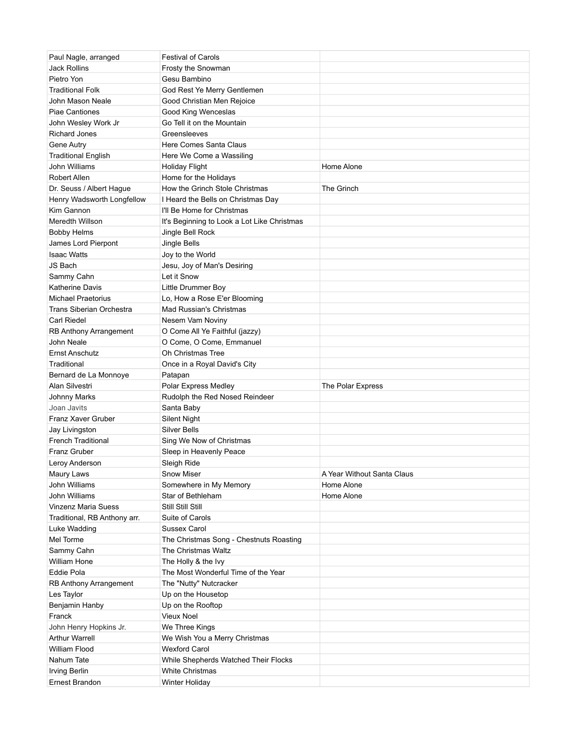| | | |
|---|---|---|
| Paul Nagle, arranged | Festival of Carols | |
| Jack Rollins | Frosty the Snowman | |
| Pietro Yon | Gesu Bambino | |
| Traditional Folk | God Rest Ye Merry Gentlemen | |
| John Mason Neale | Good Christian Men Rejoice | |
| Piae Cantiones | Good King Wenceslas | |
| John Wesley Work Jr | Go Tell it on the Mountain | |
| Richard Jones | Greensleeves | |
| Gene Autry | Here Comes Santa Claus | |
| Traditional English | Here We Come a Wassiling | |
| John Williams | Holiday Flight | Home Alone |
| Robert Allen | Home for the Holidays | |
| Dr. Seuss / Albert Hague | How the Grinch Stole Christmas | The Grinch |
| Henry Wadsworth Longfellow | I Heard the Bells on Christmas Day | |
| Kim Gannon | I'll Be Home for Christmas | |
| Meredth Willson | It's Beginning to Look a Lot Like Christmas | |
| Bobby Helms | Jingle Bell Rock | |
| James Lord Pierpont | Jingle Bells | |
| Isaac Watts | Joy to the World | |
| JS Bach | Jesu, Joy of Man's Desiring | |
| Sammy Cahn | Let it Snow | |
| Katherine Davis | Little Drummer Boy | |
| Michael Praetorius | Lo, How a Rose E'er Blooming | |
| Trans Siberian Orchestra | Mad Russian's Christmas | |
| Carl Riedel | Nesem Vam Noviny | |
| RB Anthony Arrangement | O Come All Ye Faithful (jazzy) | |
| John Neale | O Come, O Come, Emmanuel | |
| Ernst Anschutz | Oh Christmas Tree | |
| Traditional | Once in a Royal David's City | |
| Bernard de La Monnoye | Patapan | |
| Alan Silvestri | Polar Express Medley | The Polar Express |
| Johnny Marks | Rudolph the Red Nosed Reindeer | |
| Joan Javits | Santa Baby | |
| Franz Xaver Gruber | Silent Night | |
| Jay Livingston | Silver Bells | |
| French Traditional | Sing We Now of Christmas | |
| Franz Gruber | Sleep in Heavenly Peace | |
| Leroy Anderson | Sleigh Ride | |
| Maury Laws | Snow Miser | A Year Without Santa Claus |
| John Williams | Somewhere in My Memory | Home Alone |
| John Williams | Star of Betleham | Home Alone |
| Vinzenz Maria Suess | Still Still Still | |
| Traditional, RB Anthony arr. | Suite of Carols | |
| Luke Wadding | Sussex Carol | |
| Mel Torme | The Christmas Song - Chestnuts Roasting | |
| Sammy Cahn | The Christmas Waltz | |
| William Hone | The Holly & the Ivy | |
| Eddie Pola | The Most Wonderful Time of the Year | |
| RB Anthony Arrangement | The "Nutty" Nutcracker | |
| Les Taylor | Up on the Housetop | |
| Benjamin Hanby | Up on the Rooftop | |
| Franck | Vieux Noel | |
| John Henry Hopkins Jr. | We Three Kings | |
| Arthur Warrell | We Wish You a Merry Christmas | |
| William Flood | Wexford Carol | |
| Nahum Tate | While Shepherds Watched Their Flocks | |
| Irving Berlin | White Christmas | |
| Ernest Brandon | Winter Holiday | |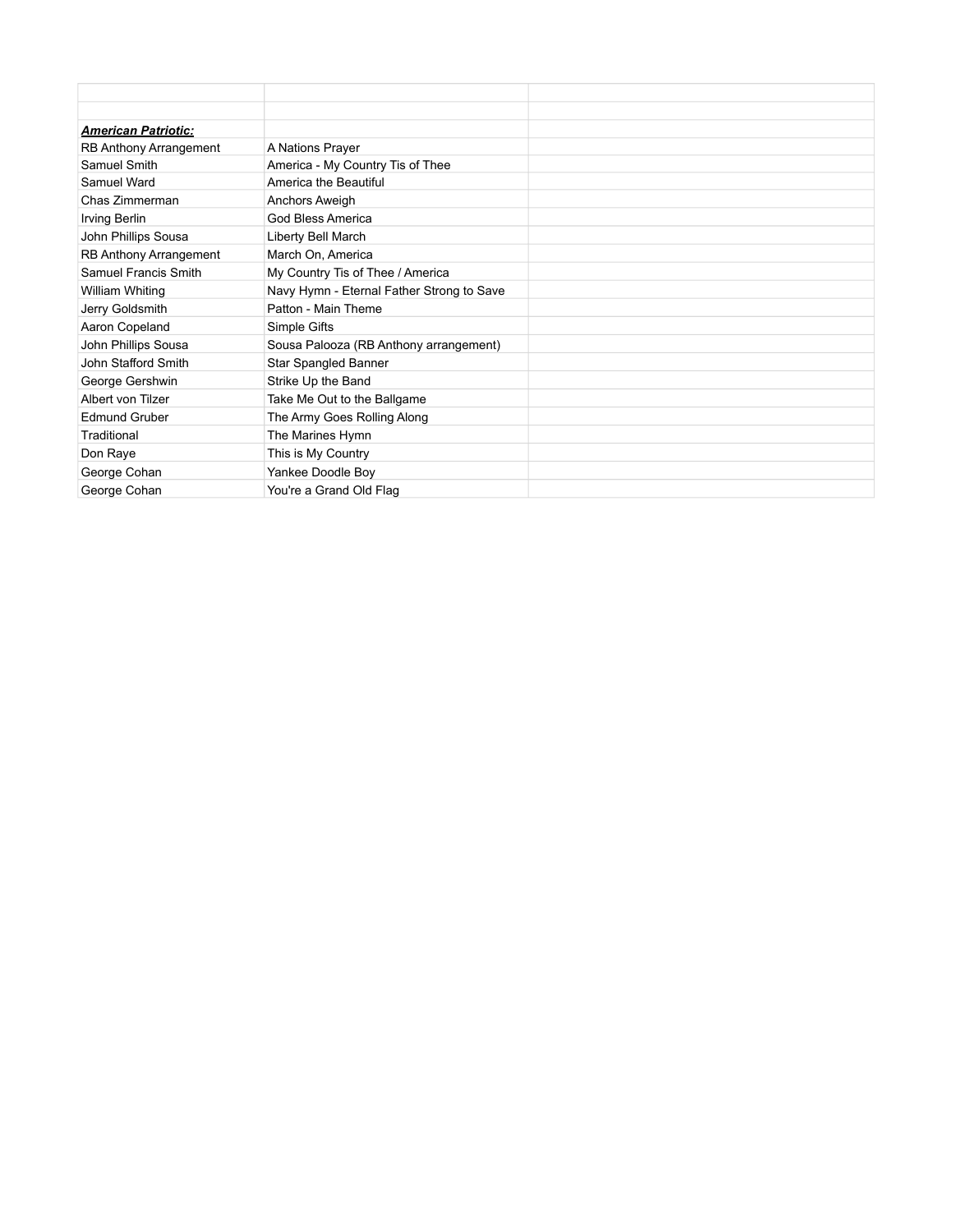| | | |
|---|---|---|
| | | |
| | | |
| ***American Patriotic:*** | | |
| RB Anthony Arrangement | A Nations Prayer | |
| Samuel Smith | America - My Country Tis of Thee | |
| Samuel Ward | America the Beautiful | |
| Chas Zimmerman | Anchors Aweigh | |
| Irving Berlin | God Bless America | |
| John Phillips Sousa | Liberty Bell March | |
| RB Anthony Arrangement | March On, America | |
| Samuel Francis Smith | My Country Tis of Thee / America | |
| William Whiting | Navy Hymn - Eternal Father Strong to Save | |
| Jerry Goldsmith | Patton - Main Theme | |
| Aaron Copeland | Simple Gifts | |
| John Phillips Sousa | Sousa Palooza (RB Anthony arrangement) | |
| John Stafford Smith | Star Spangled Banner | |
| George Gershwin | Strike Up the Band | |
| Albert von Tilzer | Take Me Out to the Ballgame | |
| Edmund Gruber | The Army Goes Rolling Along | |
| Traditional | The Marines Hymn | |
| Don Raye | This is My Country | |
| George Cohan | Yankee Doodle Boy | |
| George Cohan | You're a Grand Old Flag | |